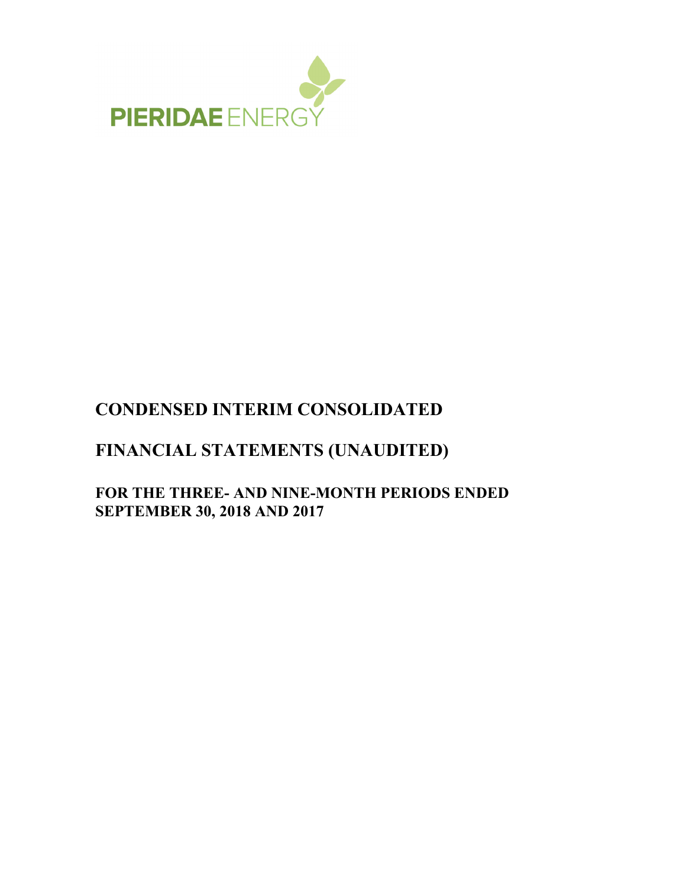PIERIDAE ENERGY

# CONDENSED INTERIM CONSOLIDATED

# FINANCIAL STATEMENTS (UNAUDITED)

## FOR THE THREE- AND NINE-MONTH PERIODS ENDED SEPTEMBER 30, 2018 AND 2017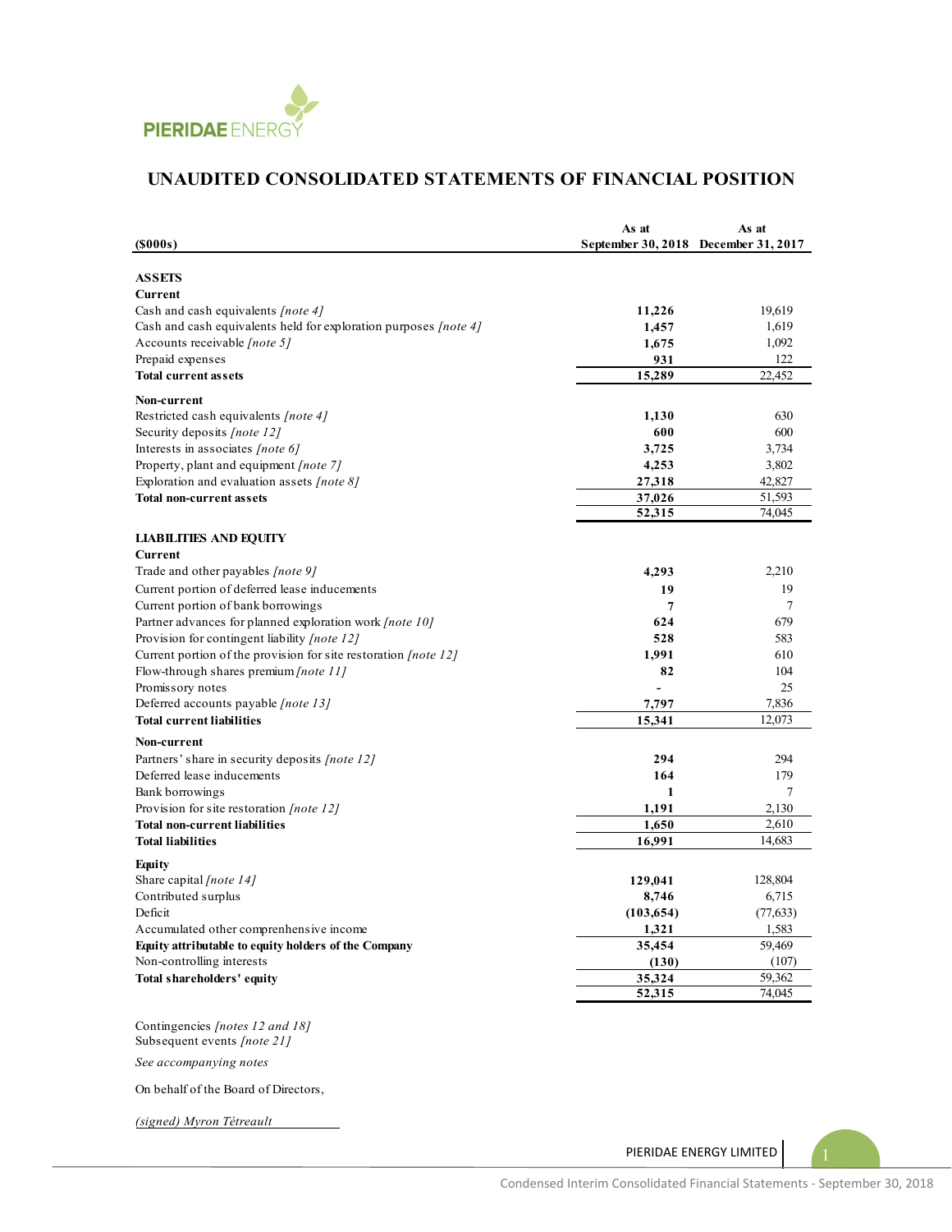# UNAUDITED CONSOLIDATED STATEMENTS OF FINANCIAL POSITION

| ($000s) | As at September 30, 2018 | As at December 31, 2017 |
|---|---|---|
| **ASSETS** | | |
| **Current** | | |
| Cash and cash equivalents *[note 4]* | **11,226** | 19,619 |
| Cash and cash equivalents held for exploration purposes *[note 4]* | **1,457** | 1,619 |
| Accounts receivable *[note 5]* | **1,675** | 1,092 |
| Prepaid expenses | **931** | 122 |
| **Total current assets** | **15,289** | 22,452 |
| **Non-current** | | |
| Restricted cash equivalents *[note 4]* | **1,130** | 630 |
| Security deposits *[note 12]* | **600** | 600 |
| Interests in associates *[note 6]* | **3,725** | 3,734 |
| Property, plant and equipment *[note 7]* | **4,253** | 3,802 |
| Exploration and evaluation assets *[note 8]* | **27,318** | 42,827 |
| **Total non-current assets** | **37,026** | 51,593 |
| | **52,315** | 74,045 |
| **LIABILITIES AND EQUITY** | | |
| **Current** | | |
| Trade and other payables *[note 9]* | **4,293** | 2,210 |
| Current portion of deferred lease inducements | **19** | 19 |
| Current portion of bank borrowings | **7** | 7 |
| Partner advances for planned exploration work *[note 10]* | **624** | 679 |
| Provision for contingent liability *[note 12]* | **528** | 583 |
| Current portion of the provision for site restoration *[note 12]* | **1,991** | 610 |
| Flow-through shares premium *[note 11]* | **82** | 104 |
| Promissory notes | **-** | 25 |
| Deferred accounts payable *[note 13]* | **7,797** | 7,836 |
| **Total current liabilities** | **15,341** | 12,073 |
| **Non-current** | | |
| Partners' share in security deposits *[note 12]* | **294** | 294 |
| Deferred lease inducements | **164** | 179 |
| Bank borrowings | **1** | 7 |
| Provision for site restoration *[note 12]* | **1,191** | 2,130 |
| **Total non-current liabilities** | **1,650** | 2,610 |
| **Total liabilities** | **16,991** | 14,683 |
| **Equity** | | |
| Share capital *[note 14]* | **129,041** | 128,804 |
| Contributed surplus | **8,746** | 6,715 |
| Deficit | **(103,654)** | (77,633) |
| Accumulated other comprenhensive income | **1,321** | 1,583 |
| **Equity attributable to equity holders of the Company** | **35,454** | 59,469 |
| Non-controlling interests | **(130)** | (107) |
| **Total shareholders' equity** | **35,324** | 59,362 |
| | **52,315** | 74,045 |

Contingencies *[notes 12 and 18]*
Subsequent events *[note 21]*

*See accompanying notes*

On behalf of the Board of Directors,

*(signed) Myron Tétreault*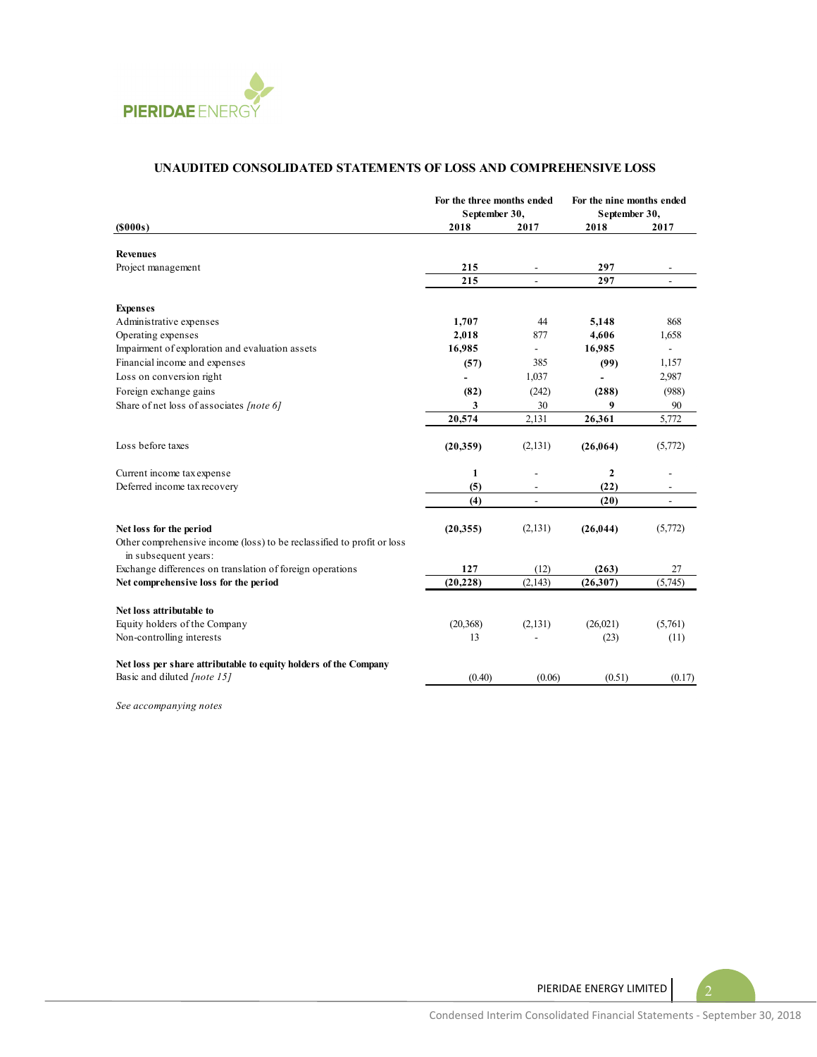## UNAUDITED CONSOLIDATED STATEMENTS OF LOSS AND COMPREHENSIVE LOSS

| ($000s) | For the three months ended September 30, 2018 | For the three months ended September 30, 2017 | For the nine months ended September 30, 2018 | For the nine months ended September 30, 2017 |
|---|---|---|---|---|
| **Revenues** | | | | |
| Project management | **215** | - | **297** | - |
| | **215** | - | **297** | - |
| **Expenses** | | | | |
| Administrative expenses | **1,707** | 44 | **5,148** | 868 |
| Operating expenses | **2,018** | 877 | **4,606** | 1,658 |
| Impairment of exploration and evaluation assets | **16,985** | - | **16,985** | - |
| Financial income and expenses | **(57)** | 385 | **(99)** | 1,157 |
| Loss on conversion right | **-** | 1,037 | **-** | 2,987 |
| Foreign exchange gains | **(82)** | (242) | **(288)** | (988) |
| Share of net loss of associates *[note 6]* | **3** | 30 | **9** | 90 |
| | **20,574** | 2,131 | **26,361** | 5,772 |
| Loss before taxes | **(20,359)** | (2,131) | **(26,064)** | (5,772) |
| Current income tax expense | **1** | - | **2** | - |
| Deferred income tax recovery | **(5)** | - | **(22)** | - |
| | **(4)** | - | **(20)** | - |
| **Net loss for the period** | **(20,355)** | (2,131) | **(26,044)** | (5,772) |
| Other comprehensive income (loss) to be reclassified to profit or loss in subsequent years: | | | | |
| Exchange differences on translation of foreign operations | **127** | (12) | **(263)** | 27 |
| **Net comprehensive loss for the period** | **(20,228)** | (2,143) | **(26,307)** | (5,745) |
| **Net loss attributable to** | | | | |
| Equity holders of the Company | (20,368) | (2,131) | (26,021) | (5,761) |
| Non-controlling interests | 13 | - | (23) | (11) |
| **Net loss per share attributable to equity holders of the Company** | | | | |
| Basic and diluted *[note 15]* | (0.40) | (0.06) | (0.51) | (0.17) |

*See accompanying notes*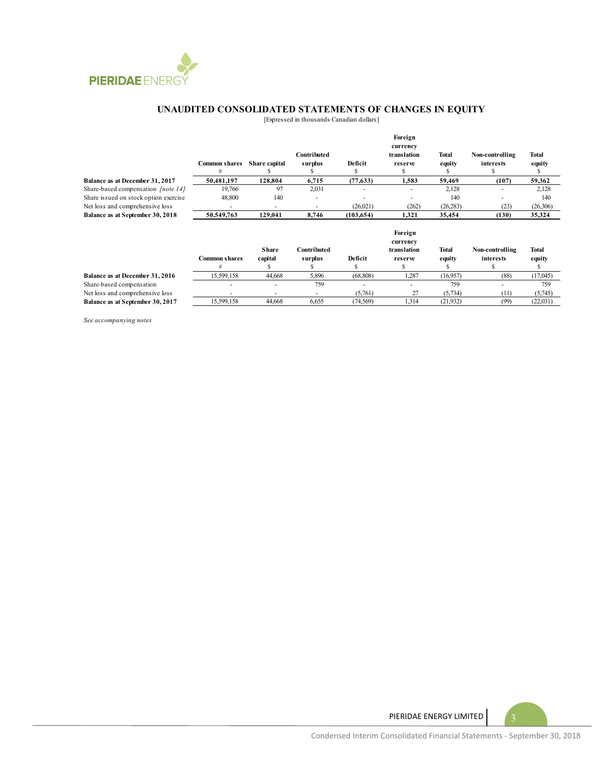## UNAUDITED CONSOLIDATED STATEMENTS OF CHANGES IN EQUITY

[Expressed in thousands Canadian dollars]

| | Common shares | Share capital | Contributed surplus | Deficit | Foreign currency translation reserve | Total equity | Non-controlling interests | Total equity |
|---|---|---|---|---|---|---|---|---|
| | # | $ | $ | $ | $ | $ | $ | $ |
| **Balance as at December 31, 2017** | **50,481,197** | **128,804** | **6,715** | **(77,633)** | **1,583** | **59,469** | **(107)** | **59,362** |
| Share-based compensation *[note 14]* | 19,766 | 97 | 2,031 | - | - | 2,128 | - | 2,128 |
| Share issued on stock option exercise | 48,800 | 140 | - | - | - | 140 | - | 140 |
| Net loss and comprehensive loss | - | - | - | (26,021) | (262) | (26,283) | (23) | (26,306) |
| **Balance as at September 30, 2018** | **50,549,763** | **129,041** | **8,746** | **(103,654)** | **1,321** | **35,454** | **(130)** | **35,324** |

| | Common shares | Share capital | Contributed surplus | Deficit | Foreign currency translation reserve | Total equity | Non-controlling interests | Total equity |
|---|---|---|---|---|---|---|---|---|
| | # | $ | $ | $ | $ | $ | $ | $ |
| **Balance as at December 31, 2016** | 15,599,158 | 44,668 | 5,896 | (68,808) | 1,287 | (16,957) | (88) | (17,045) |
| Share-based compensation | - | - | 759 | - | - | 759 | - | 759 |
| Net loss and comprehensive loss | - | - | - | (5,761) | 27 | (5,734) | (11) | (5,745) |
| **Balance as at September 30, 2017** | 15,599,158 | 44,668 | 6,655 | (74,569) | 1,314 | (21,932) | (99) | (22,031) |

*See accompanying notes*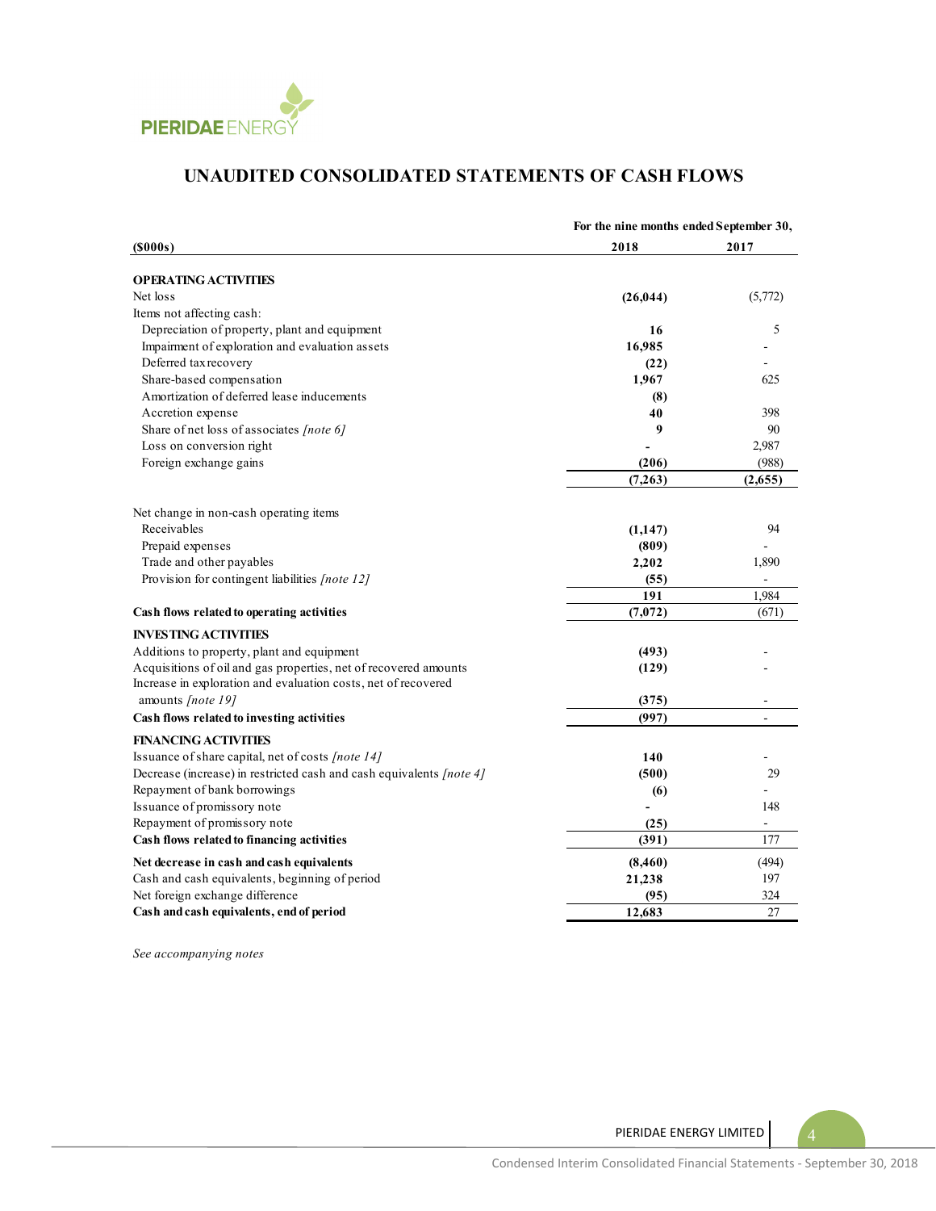# UNAUDITED CONSOLIDATED STATEMENTS OF CASH FLOWS

| ($000s) | For the nine months ended September 30, 2018 | 2017 |
|---|---|---|
| **OPERATING ACTIVITIES** | | |
| Net loss | **(26,044)** | (5,772) |
| Items not affecting cash: | | |
| Depreciation of property, plant and equipment | **16** | 5 |
| Impairment of exploration and evaluation assets | **16,985** | - |
| Deferred tax recovery | **(22)** | - |
| Share-based compensation | **1,967** | 625 |
| Amortization of deferred lease inducements | **(8)** | |
| Accretion expense | **40** | 398 |
| Share of net loss of associates *[note 6]* | **9** | 90 |
| Loss on conversion right | **-** | 2,987 |
| Foreign exchange gains | **(206)** | (988) |
| | **(7,263)** | **(2,655)** |
| Net change in non-cash operating items | | |
| Receivables | **(1,147)** | 94 |
| Prepaid expenses | **(809)** | - |
| Trade and other payables | **2,202** | 1,890 |
| Provision for contingent liabilities *[note 12]* | **(55)** | - |
| | **191** | 1,984 |
| **Cash flows related to operating activities** | **(7,072)** | (671) |
| **INVESTING ACTIVITIES** | | |
| Additions to property, plant and equipment | **(493)** | - |
| Acquisitions of oil and gas properties, net of recovered amounts | **(129)** | - |
| Increase in exploration and evaluation costs, net of recovered amounts *[note 19]* | **(375)** | - |
| **Cash flows related to investing activities** | **(997)** | - |
| **FINANCING ACTIVITIES** | | |
| Issuance of share capital, net of costs *[note 14]* | **140** | - |
| Decrease (increase) in restricted cash and cash equivalents *[note 4]* | **(500)** | 29 |
| Repayment of bank borrowings | **(6)** | - |
| Issuance of promissory note | **-** | 148 |
| Repayment of promissory note | **(25)** | - |
| **Cash flows related to financing activities** | **(391)** | 177 |
| **Net decrease in cash and cash equivalents** | **(8,460)** | (494) |
| Cash and cash equivalents, beginning of period | **21,238** | 197 |
| Net foreign exchange difference | **(95)** | 324 |
| **Cash and cash equivalents, end of period** | **12,683** | 27 |

*See accompanying notes*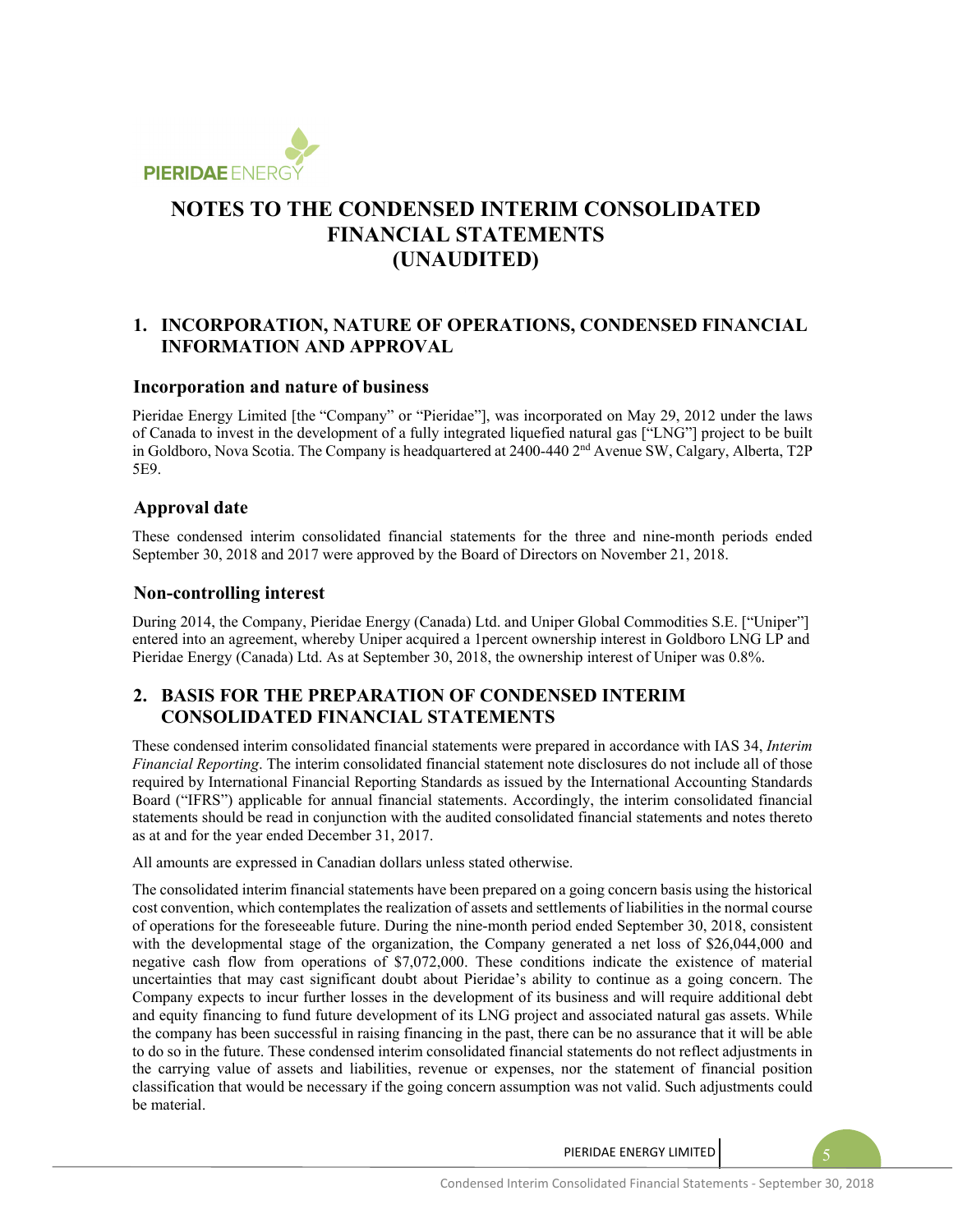# NOTES TO THE CONDENSED INTERIM CONSOLIDATED FINANCIAL STATEMENTS (UNAUDITED)

## 1. INCORPORATION, NATURE OF OPERATIONS, CONDENSED FINANCIAL INFORMATION AND APPROVAL

### Incorporation and nature of business

Pieridae Energy Limited [the "Company" or "Pieridae"], was incorporated on May 29, 2012 under the laws of Canada to invest in the development of a fully integrated liquefied natural gas ["LNG"] project to be built in Goldboro, Nova Scotia. The Company is headquartered at 2400-440 2nd Avenue SW, Calgary, Alberta, T2P 5E9.

### Approval date

These condensed interim consolidated financial statements for the three and nine-month periods ended September 30, 2018 and 2017 were approved by the Board of Directors on November 21, 2018.

### Non-controlling interest

During 2014, the Company, Pieridae Energy (Canada) Ltd. and Uniper Global Commodities S.E. ["Uniper"] entered into an agreement, whereby Uniper acquired a 1percent ownership interest in Goldboro LNG LP and Pieridae Energy (Canada) Ltd. As at September 30, 2018, the ownership interest of Uniper was 0.8%.

## 2. BASIS FOR THE PREPARATION OF CONDENSED INTERIM CONSOLIDATED FINANCIAL STATEMENTS

These condensed interim consolidated financial statements were prepared in accordance with IAS 34, *Interim Financial Reporting*. The interim consolidated financial statement note disclosures do not include all of those required by International Financial Reporting Standards as issued by the International Accounting Standards Board ("IFRS") applicable for annual financial statements. Accordingly, the interim consolidated financial statements should be read in conjunction with the audited consolidated financial statements and notes thereto as at and for the year ended December 31, 2017.

All amounts are expressed in Canadian dollars unless stated otherwise.

The consolidated interim financial statements have been prepared on a going concern basis using the historical cost convention, which contemplates the realization of assets and settlements of liabilities in the normal course of operations for the foreseeable future. During the nine-month period ended September 30, 2018, consistent with the developmental stage of the organization, the Company generated a net loss of $26,044,000 and negative cash flow from operations of $7,072,000. These conditions indicate the existence of material uncertainties that may cast significant doubt about Pieridae's ability to continue as a going concern. The Company expects to incur further losses in the development of its business and will require additional debt and equity financing to fund future development of its LNG project and associated natural gas assets. While the company has been successful in raising financing in the past, there can be no assurance that it will be able to do so in the future. These condensed interim consolidated financial statements do not reflect adjustments in the carrying value of assets and liabilities, revenue or expenses, nor the statement of financial position classification that would be necessary if the going concern assumption was not valid. Such adjustments could be material.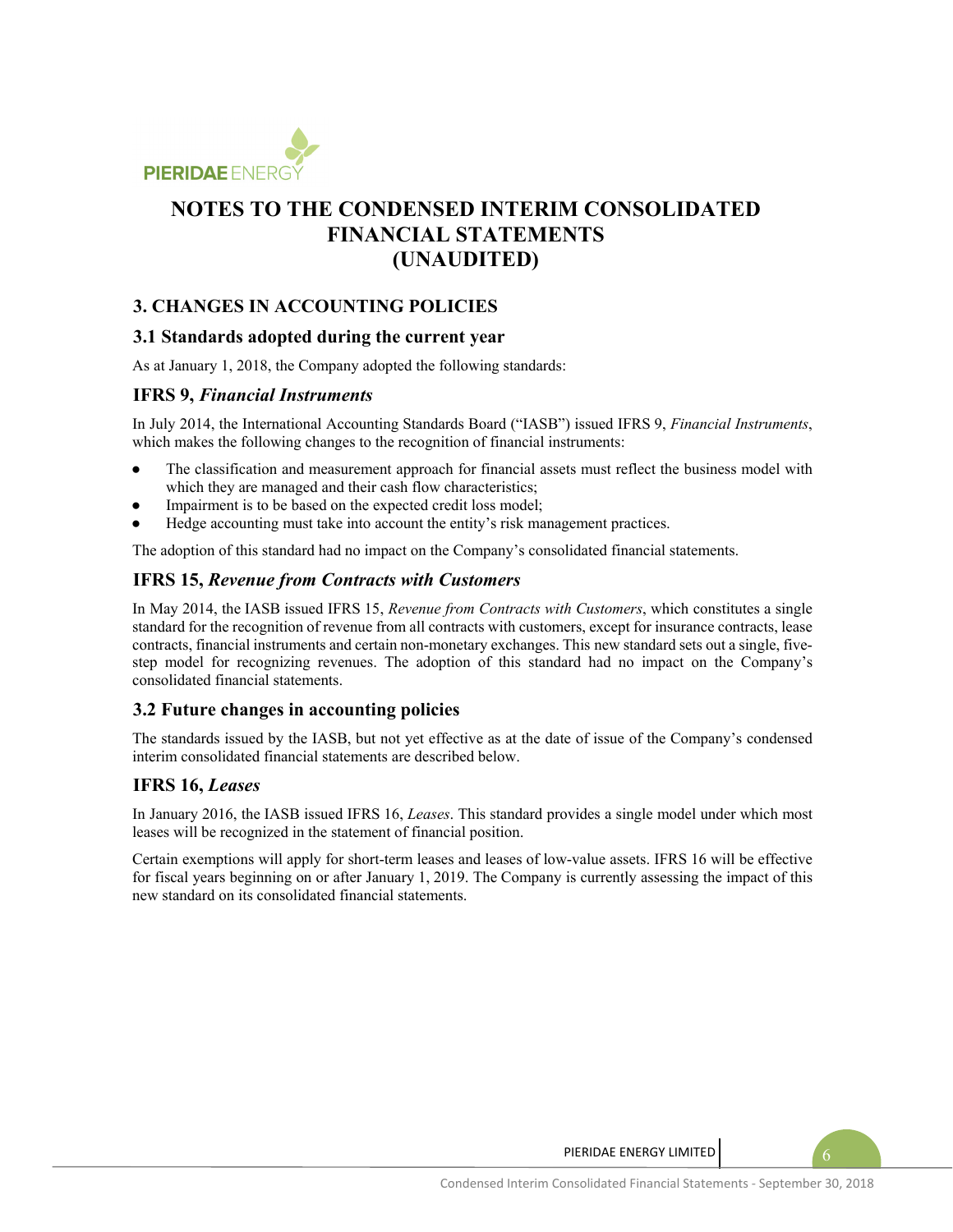# NOTES TO THE CONDENSED INTERIM CONSOLIDATED FINANCIAL STATEMENTS (UNAUDITED)

## 3. CHANGES IN ACCOUNTING POLICIES

### 3.1 Standards adopted during the current year

As at January 1, 2018, the Company adopted the following standards:

### IFRS 9, *Financial Instruments*

In July 2014, the International Accounting Standards Board ("IASB") issued IFRS 9, *Financial Instruments*, which makes the following changes to the recognition of financial instruments:

- The classification and measurement approach for financial assets must reflect the business model with which they are managed and their cash flow characteristics;
- Impairment is to be based on the expected credit loss model;
- Hedge accounting must take into account the entity's risk management practices.

The adoption of this standard had no impact on the Company's consolidated financial statements.

### IFRS 15, *Revenue from Contracts with Customers*

In May 2014, the IASB issued IFRS 15, *Revenue from Contracts with Customers*, which constitutes a single standard for the recognition of revenue from all contracts with customers, except for insurance contracts, lease contracts, financial instruments and certain non-monetary exchanges. This new standard sets out a single, five-step model for recognizing revenues. The adoption of this standard had no impact on the Company's consolidated financial statements.

### 3.2 Future changes in accounting policies

The standards issued by the IASB, but not yet effective as at the date of issue of the Company's condensed interim consolidated financial statements are described below.

### IFRS 16, *Leases*

In January 2016, the IASB issued IFRS 16, *Leases*. This standard provides a single model under which most leases will be recognized in the statement of financial position.

Certain exemptions will apply for short-term leases and leases of low-value assets. IFRS 16 will be effective for fiscal years beginning on or after January 1, 2019. The Company is currently assessing the impact of this new standard on its consolidated financial statements.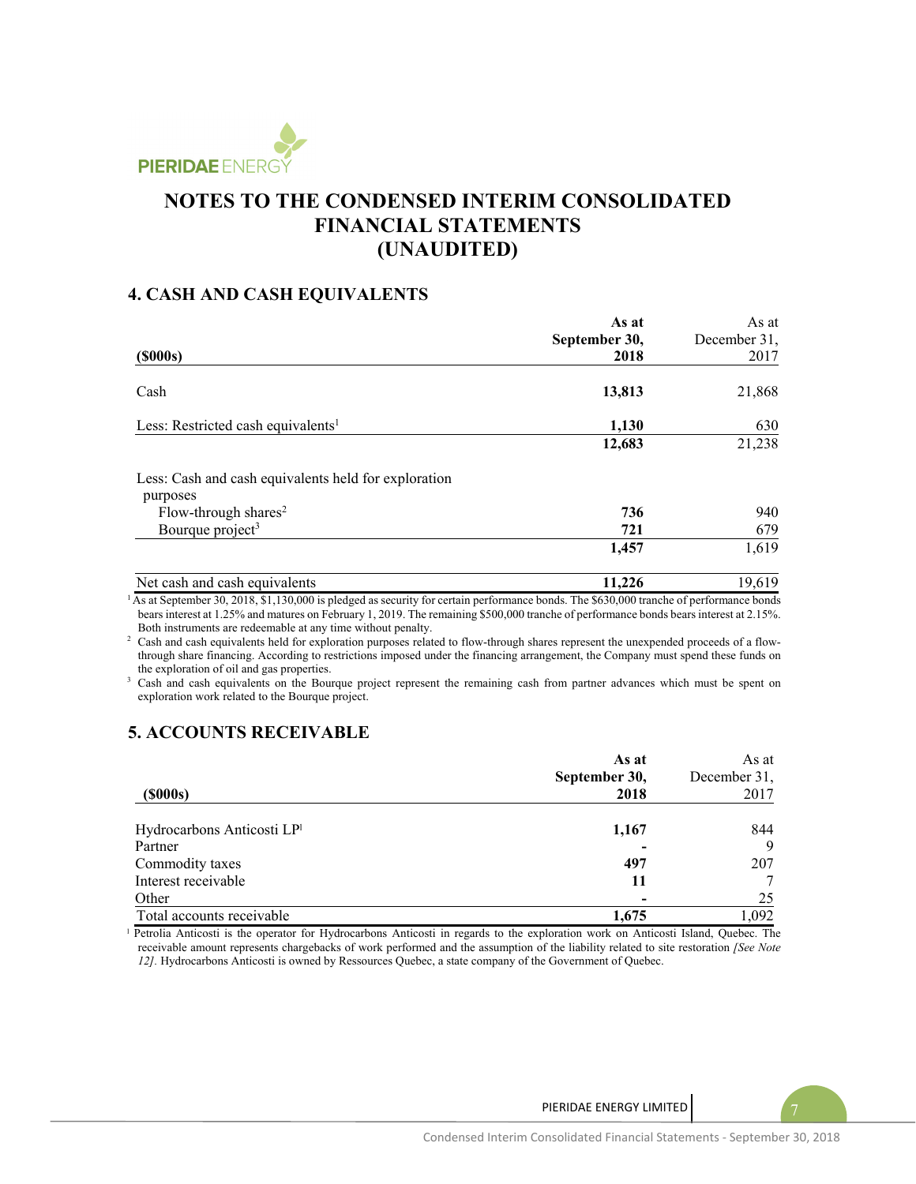# NOTES TO THE CONDENSED INTERIM CONSOLIDATED FINANCIAL STATEMENTS (UNAUDITED)

## 4. CASH AND CASH EQUIVALENTS

| (\$000s) | As at September 30, 2018 | As at December 31, 2017 |
|---|---|---|
| Cash | **13,813** | 21,868 |
| Less: Restricted cash equivalents[1] | **1,130** | 630 |
| | **12,683** | 21,238 |
| Less: Cash and cash equivalents held for exploration purposes | | |
| Flow-through shares[2] | **736** | 940 |
| Bourque project[3] | **721** | 679 |
| | **1,457** | 1,619 |
| Net cash and cash equivalents | **11,226** | 19,619 |

[1] As at September 30, 2018, \$1,130,000 is pledged as security for certain performance bonds. The \$630,000 tranche of performance bonds bears interest at 1.25% and matures on February 1, 2019. The remaining \$500,000 tranche of performance bonds bears interest at 2.15%. Both instruments are redeemable at any time without penalty.

[2] Cash and cash equivalents held for exploration purposes related to flow-through shares represent the unexpended proceeds of a flow-through share financing. According to restrictions imposed under the financing arrangement, the Company must spend these funds on the exploration of oil and gas properties.

[3] Cash and cash equivalents on the Bourque project represent the remaining cash from partner advances which must be spent on exploration work related to the Bourque project.

## 5. ACCOUNTS RECEIVABLE

| (\$000s) | As at September 30, 2018 | As at December 31, 2017 |
|---|---|---|
| Hydrocarbons Anticosti LP[1] | **1,167** | 844 |
| Partner | **-** | 9 |
| Commodity taxes | **497** | 207 |
| Interest receivable | **11** | 7 |
| Other | **-** | 25 |
| Total accounts receivable | **1,675** | 1,092 |

[1] Petrolia Anticosti is the operator for Hydrocarbons Anticosti in regards to the exploration work on Anticosti Island, Quebec. The receivable amount represents chargebacks of work performed and the assumption of the liability related to site restoration *[See Note 12]*. Hydrocarbons Anticosti is owned by Ressources Quebec, a state company of the Government of Quebec.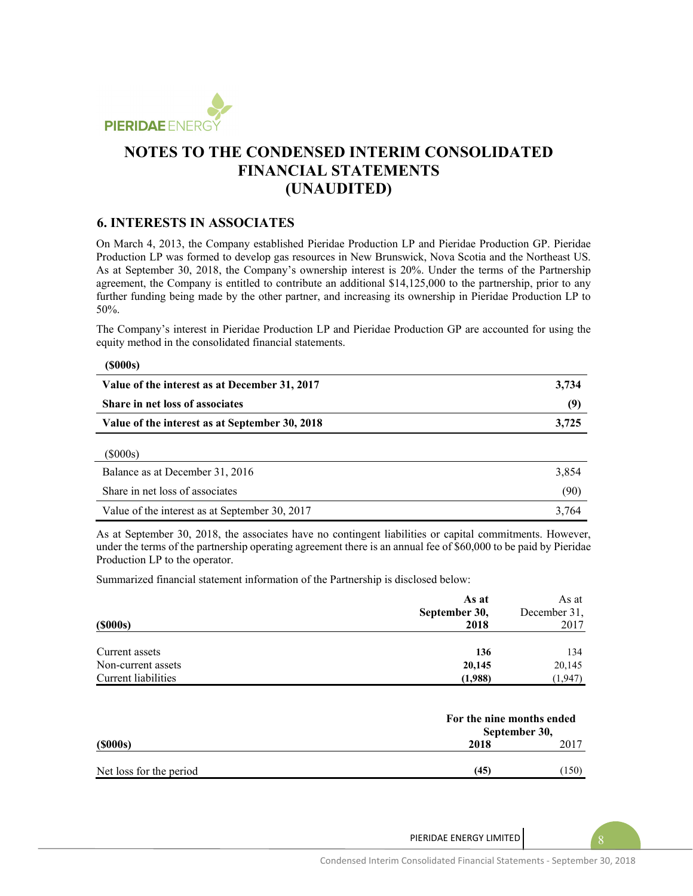# NOTES TO THE CONDENSED INTERIM CONSOLIDATED FINANCIAL STATEMENTS (UNAUDITED)

## 6. INTERESTS IN ASSOCIATES

On March 4, 2013, the Company established Pieridae Production LP and Pieridae Production GP. Pieridae Production LP was formed to develop gas resources in New Brunswick, Nova Scotia and the Northeast US. As at September 30, 2018, the Company's ownership interest is 20%. Under the terms of the Partnership agreement, the Company is entitled to contribute an additional $14,125,000 to the partnership, prior to any further funding being made by the other partner, and increasing its ownership in Pieridae Production LP to 50%.

The Company's interest in Pieridae Production LP and Pieridae Production GP are accounted for using the equity method in the consolidated financial statements.

| **($000s)** | |
|---|---|
| **Value of the interest as at December 31, 2017** | **3,734** |
| **Share in net loss of associates** | **(9)** |
| **Value of the interest as at September 30, 2018** | **3,725** |

| ($000s) | |
|---|---|
| Balance as at December 31, 2016 | 3,854 |
| Share in net loss of associates | (90) |
| Value of the interest as at September 30, 2017 | 3,764 |

As at September 30, 2018, the associates have no contingent liabilities or capital commitments. However, under the terms of the partnership operating agreement there is an annual fee of $60,000 to be paid by Pieridae Production LP to the operator.

Summarized financial statement information of the Partnership is disclosed below:

| **($000s)** | **As at September 30, 2018** | As at December 31, 2017 |
|---|---|---|
| Current assets | **136** | 134 |
| Non-current assets | **20,145** | 20,145 |
| Current liabilities | **(1,988)** | (1,947) |

| | **For the nine months ended September 30,** | |
|---|---|---|
| **($000s)** | **2018** | 2017 |
| Net loss for the period | **(45)** | (150) |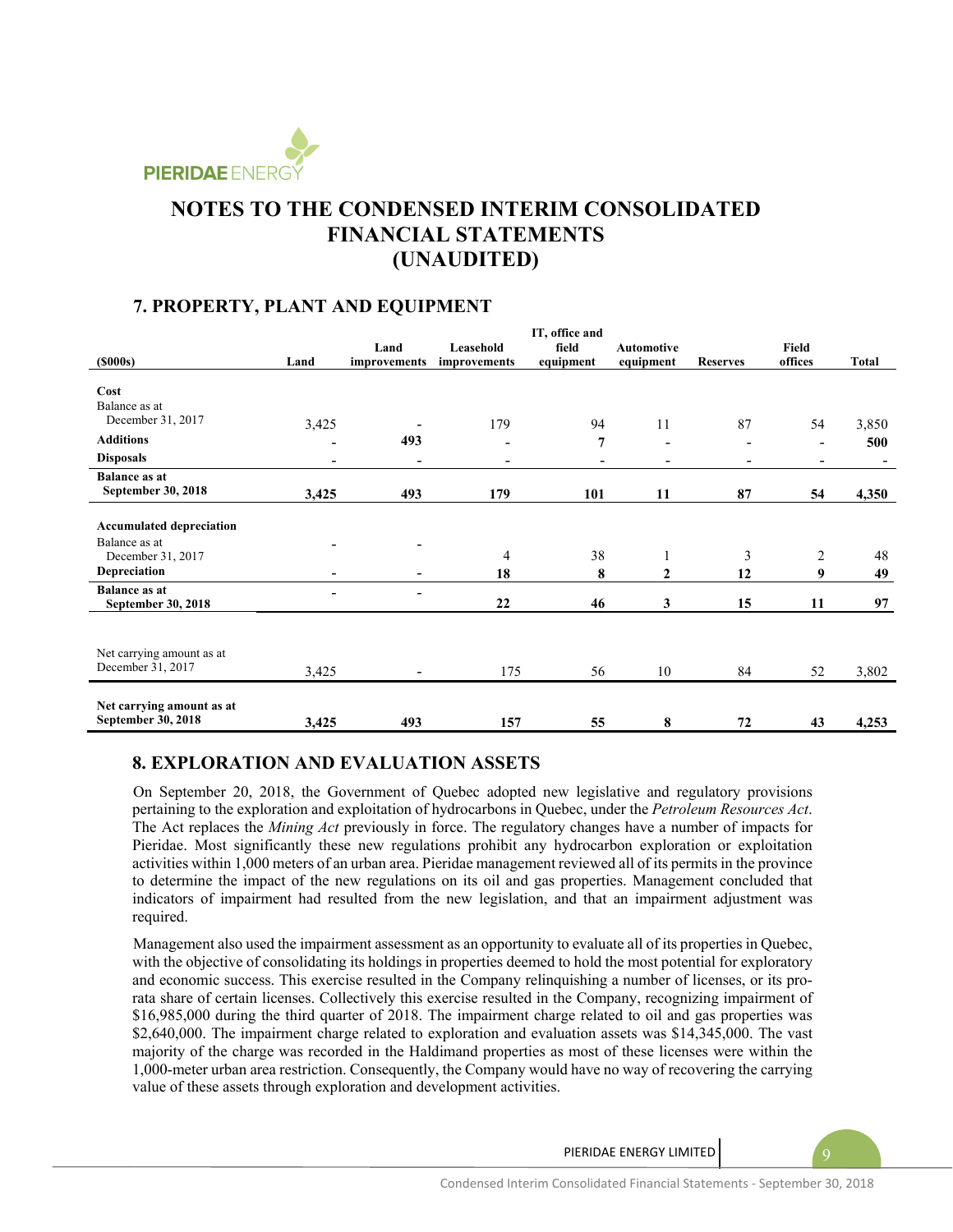# NOTES TO THE CONDENSED INTERIM CONSOLIDATED FINANCIAL STATEMENTS (UNAUDITED)

## 7. PROPERTY, PLANT AND EQUIPMENT

| ($000s) | Land | Land improvements | Leasehold improvements | IT, office and field equipment | Automotive equipment | Reserves | Field offices | Total |
|---|---|---|---|---|---|---|---|---|
| **Cost** | | | | | | | | |
| Balance as at December 31, 2017 | 3,425 | - | 179 | 94 | 11 | 87 | 54 | 3,850 |
| **Additions** | - | **493** | - | **7** | - | - | - | **500** |
| **Disposals** | - | - | - | - | - | - | - | - |
| **Balance as at September 30, 2018** | **3,425** | **493** | **179** | **101** | **11** | **87** | **54** | **4,350** |
| **Accumulated depreciation** | | | | | | | | |
| Balance as at December 31, 2017 | - | - | 4 | 38 | 1 | 3 | 2 | 48 |
| **Depreciation** | - | - | **18** | **8** | **2** | **12** | **9** | **49** |
| **Balance as at September 30, 2018** | - | - | **22** | **46** | **3** | **15** | **11** | **97** |
| Net carrying amount as at December 31, 2017 | 3,425 | - | 175 | 56 | 10 | 84 | 52 | 3,802 |
| **Net carrying amount as at September 30, 2018** | **3,425** | **493** | **157** | **55** | **8** | **72** | **43** | **4,253** |

## 8. EXPLORATION AND EVALUATION ASSETS

On September 20, 2018, the Government of Quebec adopted new legislative and regulatory provisions pertaining to the exploration and exploitation of hydrocarbons in Quebec, under the *Petroleum Resources Act*. The Act replaces the *Mining Act* previously in force. The regulatory changes have a number of impacts for Pieridae. Most significantly these new regulations prohibit any hydrocarbon exploration or exploitation activities within 1,000 meters of an urban area. Pieridae management reviewed all of its permits in the province to determine the impact of the new regulations on its oil and gas properties. Management concluded that indicators of impairment had resulted from the new legislation, and that an impairment adjustment was required.

Management also used the impairment assessment as an opportunity to evaluate all of its properties in Quebec, with the objective of consolidating its holdings in properties deemed to hold the most potential for exploratory and economic success. This exercise resulted in the Company relinquishing a number of licenses, or its pro-rata share of certain licenses. Collectively this exercise resulted in the Company, recognizing impairment of $16,985,000 during the third quarter of 2018. The impairment charge related to oil and gas properties was $2,640,000. The impairment charge related to exploration and evaluation assets was $14,345,000. The vast majority of the charge was recorded in the Haldimand properties as most of these licenses were within the 1,000-meter urban area restriction. Consequently, the Company would have no way of recovering the carrying value of these assets through exploration and development activities.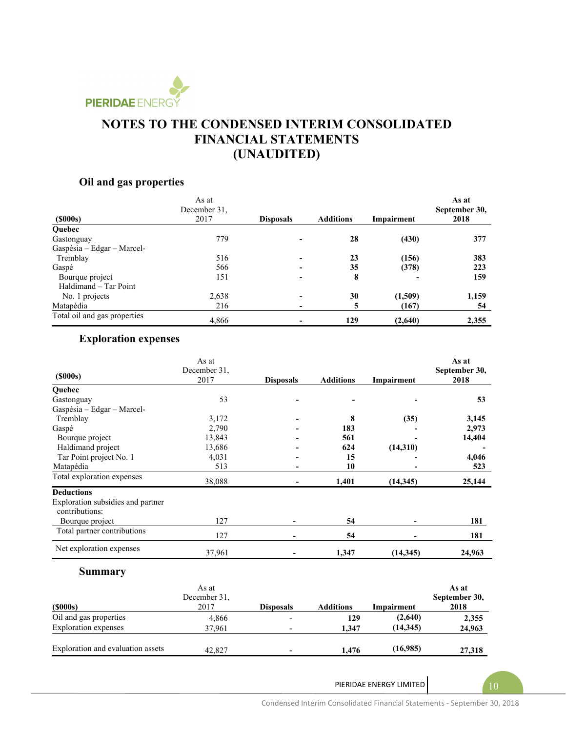# NOTES TO THE CONDENSED INTERIM CONSOLIDATED FINANCIAL STATEMENTS (UNAUDITED)

## Oil and gas properties

| ($000s) | As at December 31, 2017 | Disposals | Additions | Impairment | As at September 30, 2018 |
|---|---|---|---|---|---|
| **Quebec** | | | | | |
| Gastonguay | 779 | - | **28** | **(430)** | **377** |
| Gaspésia – Edgar – Marcel-Tremblay | 516 | - | **23** | **(156)** | **383** |
| Gaspé | 566 | - | **35** | **(378)** | **223** |
| Bourque project | 151 | - | **8** | - | **159** |
| Haldimand – Tar Point No. 1 projects | 2,638 | - | **30** | **(1,509)** | **1,159** |
| Matapédia | 216 | - | **5** | **(167)** | **54** |
| Total oil and gas properties | 4,866 | - | **129** | **(2,640)** | **2,355** |

## Exploration expenses

| ($000s) | As at December 31, 2017 | Disposals | Additions | Impairment | As at September 30, 2018 |
|---|---|---|---|---|---|
| **Quebec** | | | | | |
| Gastonguay | 53 | - | - | - | **53** |
| Gaspésia – Edgar – Marcel-Tremblay | 3,172 | - | **8** | **(35)** | **3,145** |
| Gaspé | 2,790 | - | **183** | - | **2,973** |
| Bourque project | 13,843 | - | **561** | - | **14,404** |
| Haldimand project | 13,686 | - | **624** | **(14,310)** | **-** |
| Tar Point project No. 1 | 4,031 | - | **15** | - | **4,046** |
| Matapédia | 513 | - | **10** | - | **523** |
| Total exploration expenses | 38,088 | - | **1,401** | **(14,345)** | **25,144** |
| **Deductions** | | | | | |
| Exploration subsidies and partner contributions: | | | | | |
| Bourque project | 127 | - | **54** | - | **181** |
| Total partner contributions | 127 | - | **54** | - | **181** |
| Net exploration expenses | 37,961 | - | **1,347** | **(14,345)** | **24,963** |

## Summary

| ($000s) | As at December 31, 2017 | Disposals | Additions | Impairment | As at September 30, 2018 |
|---|---|---|---|---|---|
| Oil and gas properties | 4,866 | - | **129** | **(2,640)** | **2,355** |
| Exploration expenses | 37,961 | - | **1,347** | **(14,345)** | **24,963** |
| Exploration and evaluation assets | 42,827 | - | **1,476** | **(16,985)** | **27,318** |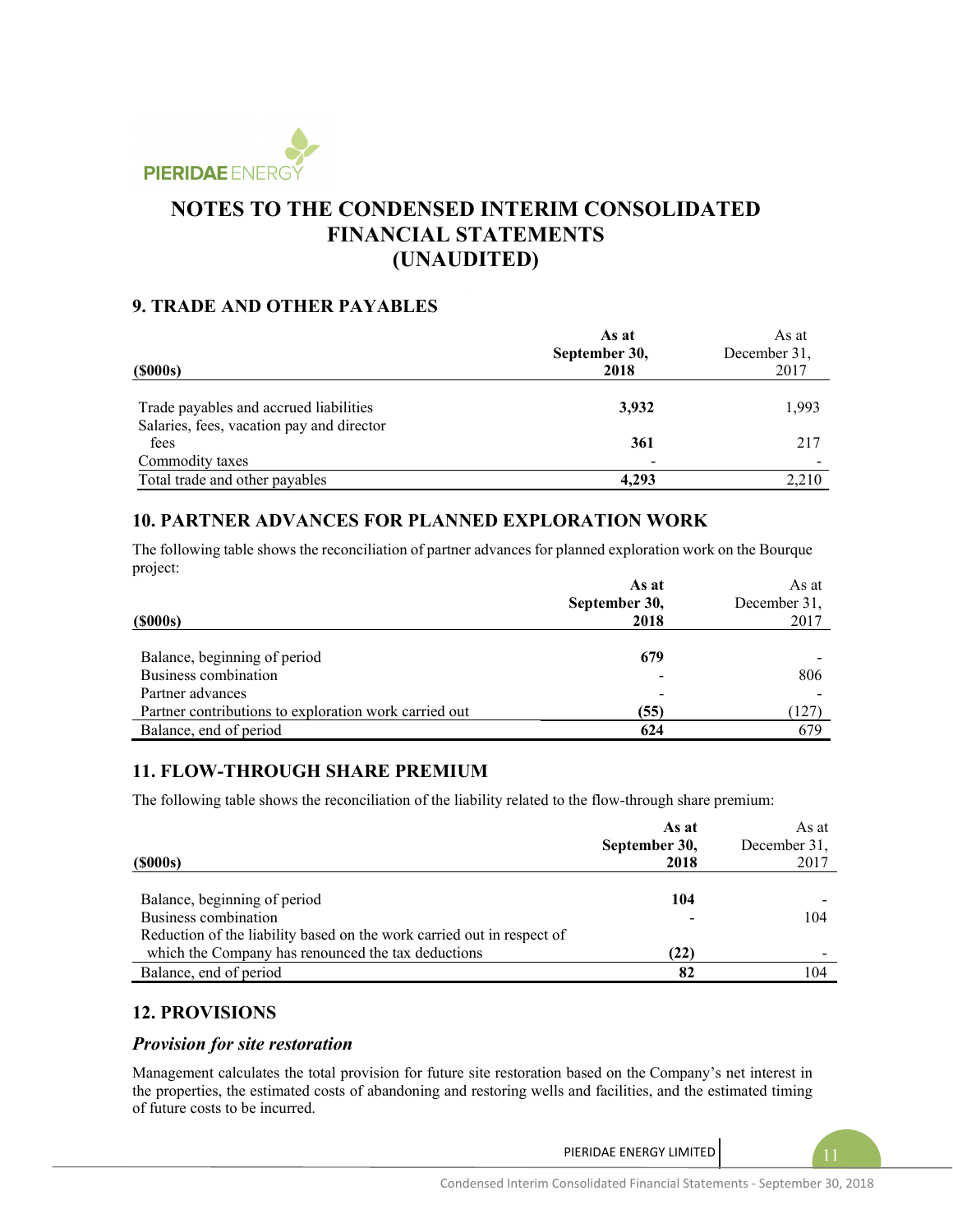# NOTES TO THE CONDENSED INTERIM CONSOLIDATED FINANCIAL STATEMENTS (UNAUDITED)

## 9. TRADE AND OTHER PAYABLES

| ($000s) | As at September 30, 2018 | As at December 31, 2017 |
|---|---|---|
| Trade payables and accrued liabilities | **3,932** | 1,993 |
| Salaries, fees, vacation pay and director fees | **361** | 217 |
| Commodity taxes | - | - |
| Total trade and other payables | **4,293** | 2,210 |

## 10. PARTNER ADVANCES FOR PLANNED EXPLORATION WORK

The following table shows the reconciliation of partner advances for planned exploration work on the Bourque project:

| ($000s) | As at September 30, 2018 | As at December 31, 2017 |
|---|---|---|
| Balance, beginning of period | **679** | - |
| Business combination | - | 806 |
| Partner advances | - | - |
| Partner contributions to exploration work carried out | **(55)** | (127) |
| Balance, end of period | **624** | 679 |

## 11. FLOW-THROUGH SHARE PREMIUM

The following table shows the reconciliation of the liability related to the flow-through share premium:

| ($000s) | As at September 30, 2018 | As at December 31, 2017 |
|---|---|---|
| Balance, beginning of period | **104** | - |
| Business combination | - | 104 |
| Reduction of the liability based on the work carried out in respect of which the Company has renounced the tax deductions | **(22)** | - |
| Balance, end of period | **82** | 104 |

## 12. PROVISIONS

### *Provision for site restoration*

Management calculates the total provision for future site restoration based on the Company's net interest in the properties, the estimated costs of abandoning and restoring wells and facilities, and the estimated timing of future costs to be incurred.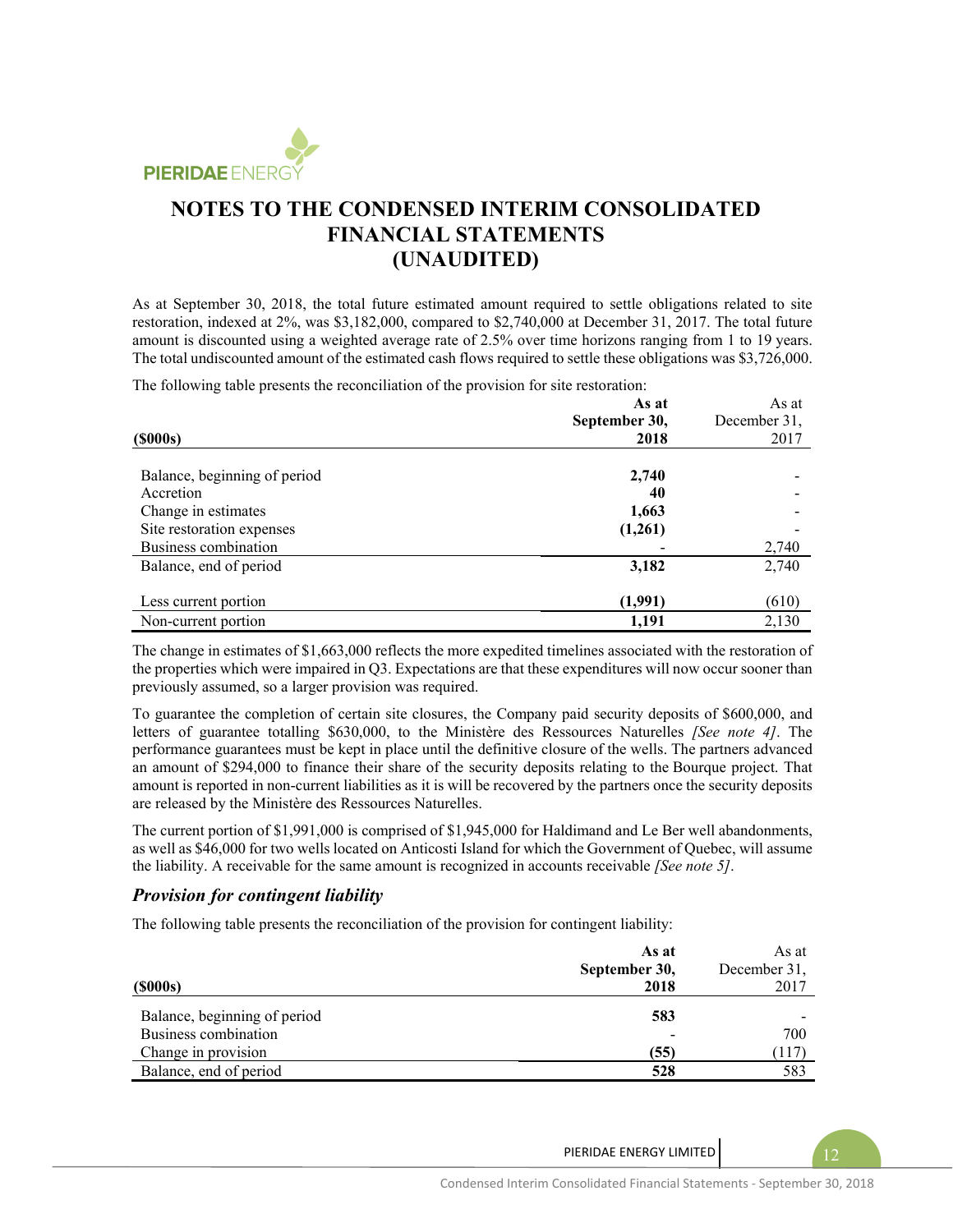# NOTES TO THE CONDENSED INTERIM CONSOLIDATED FINANCIAL STATEMENTS (UNAUDITED)

As at September 30, 2018, the total future estimated amount required to settle obligations related to site restoration, indexed at 2%, was $3,182,000, compared to $2,740,000 at December 31, 2017. The total future amount is discounted using a weighted average rate of 2.5% over time horizons ranging from 1 to 19 years. The total undiscounted amount of the estimated cash flows required to settle these obligations was $3,726,000.

The following table presents the reconciliation of the provision for site restoration:

| ($000s) | **As at September 30, 2018** | As at December 31, 2017 |
|---|---|---|
| Balance, beginning of period | **2,740** | - |
| Accretion | **40** | - |
| Change in estimates | **1,663** | - |
| Site restoration expenses | **(1,261)** | - |
| Business combination | **-** | 2,740 |
| Balance, end of period | **3,182** | 2,740 |
| Less current portion | **(1,991)** | (610) |
| Non-current portion | **1,191** | 2,130 |

The change in estimates of $1,663,000 reflects the more expedited timelines associated with the restoration of the properties which were impaired in Q3. Expectations are that these expenditures will now occur sooner than previously assumed, so a larger provision was required.

To guarantee the completion of certain site closures, the Company paid security deposits of $600,000, and letters of guarantee totalling $630,000, to the Ministère des Ressources Naturelles *[See note 4]*. The performance guarantees must be kept in place until the definitive closure of the wells. The partners advanced an amount of $294,000 to finance their share of the security deposits relating to the Bourque project. That amount is reported in non-current liabilities as it is will be recovered by the partners once the security deposits are released by the Ministère des Ressources Naturelles.

The current portion of $1,991,000 is comprised of $1,945,000 for Haldimand and Le Ber well abandonments, as well as $46,000 for two wells located on Anticosti Island for which the Government of Quebec, will assume the liability. A receivable for the same amount is recognized in accounts receivable *[See note 5]*.

### *Provision for contingent liability*

The following table presents the reconciliation of the provision for contingent liability:

| ($000s) | **As at September 30, 2018** | As at December 31, 2017 |
|---|---|---|
| Balance, beginning of period | **583** | - |
| Business combination | **-** | 700 |
| Change in provision | **(55)** | (117) |
| Balance, end of period | **528** | 583 |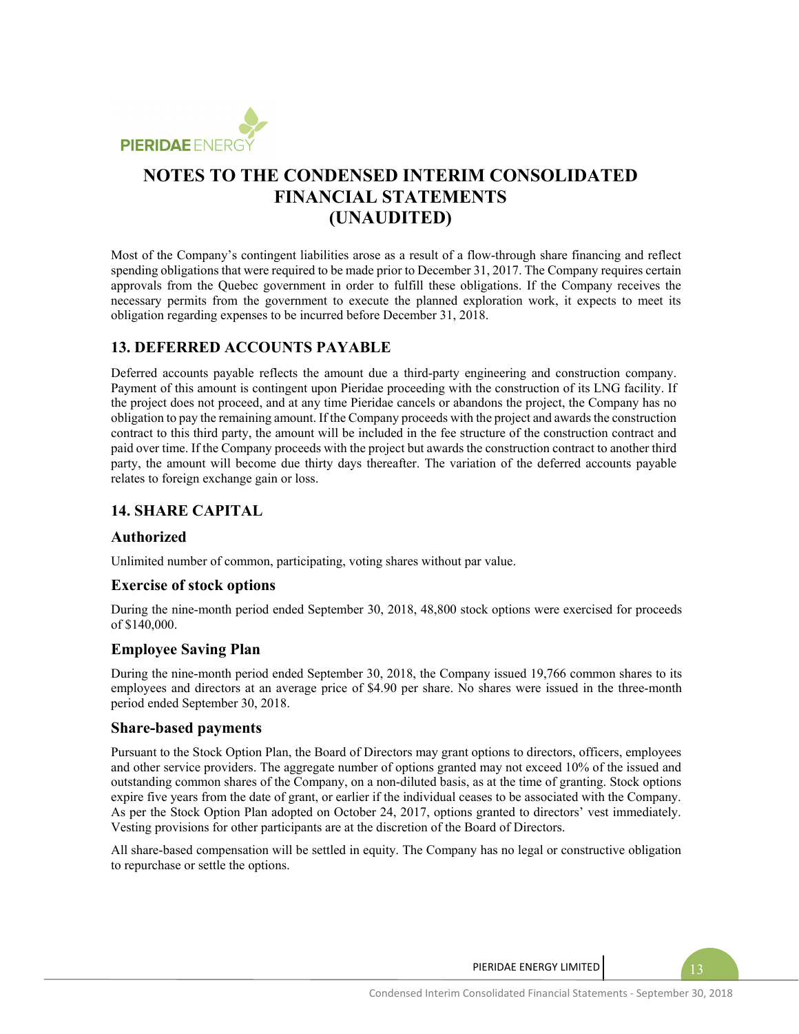# NOTES TO THE CONDENSED INTERIM CONSOLIDATED FINANCIAL STATEMENTS (UNAUDITED)

Most of the Company's contingent liabilities arose as a result of a flow-through share financing and reflect spending obligations that were required to be made prior to December 31, 2017. The Company requires certain approvals from the Quebec government in order to fulfill these obligations. If the Company receives the necessary permits from the government to execute the planned exploration work, it expects to meet its obligation regarding expenses to be incurred before December 31, 2018.

## 13. DEFERRED ACCOUNTS PAYABLE

Deferred accounts payable reflects the amount due a third-party engineering and construction company. Payment of this amount is contingent upon Pieridae proceeding with the construction of its LNG facility. If the project does not proceed, and at any time Pieridae cancels or abandons the project, the Company has no obligation to pay the remaining amount. If the Company proceeds with the project and awards the construction contract to this third party, the amount will be included in the fee structure of the construction contract and paid over time. If the Company proceeds with the project but awards the construction contract to another third party, the amount will become due thirty days thereafter. The variation of the deferred accounts payable relates to foreign exchange gain or loss.

## 14. SHARE CAPITAL

### Authorized

Unlimited number of common, participating, voting shares without par value.

### Exercise of stock options

During the nine-month period ended September 30, 2018, 48,800 stock options were exercised for proceeds of $140,000.

### Employee Saving Plan

During the nine-month period ended September 30, 2018, the Company issued 19,766 common shares to its employees and directors at an average price of $4.90 per share. No shares were issued in the three-month period ended September 30, 2018.

### Share-based payments

Pursuant to the Stock Option Plan, the Board of Directors may grant options to directors, officers, employees and other service providers. The aggregate number of options granted may not exceed 10% of the issued and outstanding common shares of the Company, on a non-diluted basis, as at the time of granting. Stock options expire five years from the date of grant, or earlier if the individual ceases to be associated with the Company. As per the Stock Option Plan adopted on October 24, 2017, options granted to directors' vest immediately. Vesting provisions for other participants are at the discretion of the Board of Directors.

All share-based compensation will be settled in equity. The Company has no legal or constructive obligation to repurchase or settle the options.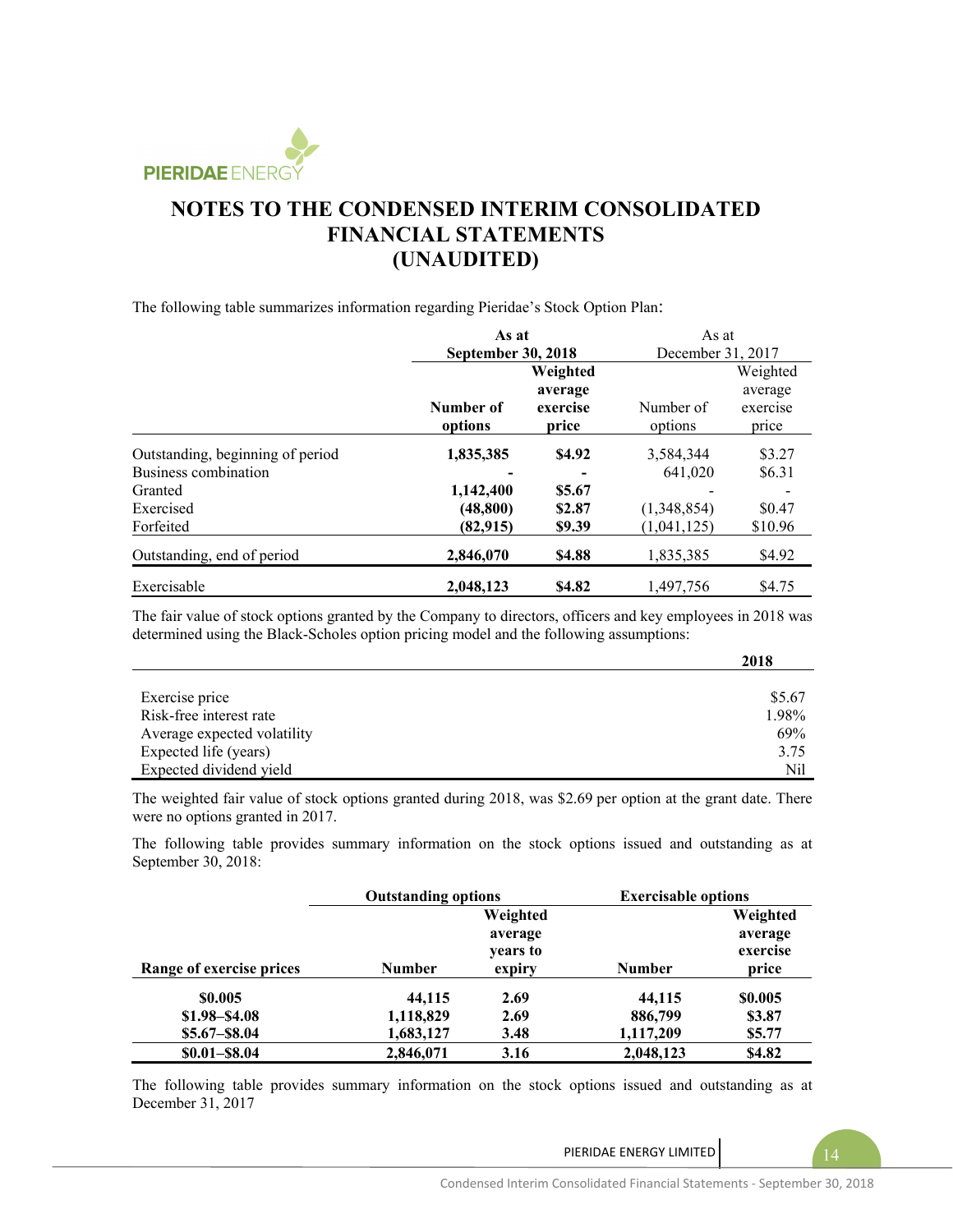# NOTES TO THE CONDENSED INTERIM CONSOLIDATED FINANCIAL STATEMENTS (UNAUDITED)

The following table summarizes information regarding Pieridae's Stock Option Plan:

| | As at September 30, 2018 | | As at December 31, 2017 | |
|---|---|---|---|---|
| | **Number of options** | **Weighted average exercise price** | Number of options | Weighted average exercise price |
| Outstanding, beginning of period | **1,835,385** | **$4.92** | 3,584,344 | $3.27 |
| Business combination | **-** | **-** | 641,020 | $6.31 |
| Granted | **1,142,400** | **$5.67** | - | - |
| Exercised | **(48,800)** | **$2.87** | (1,348,854) | $0.47 |
| Forfeited | **(82,915)** | **$9.39** | (1,041,125) | $10.96 |
| Outstanding, end of period | **2,846,070** | **$4.88** | 1,835,385 | $4.92 |
| Exercisable | **2,048,123** | **$4.82** | 1,497,756 | $4.75 |

The fair value of stock options granted by the Company to directors, officers and key employees in 2018 was determined using the Black-Scholes option pricing model and the following assumptions:

| | **2018** |
|---|---|
| Exercise price | $5.67 |
| Risk-free interest rate | 1.98% |
| Average expected volatility | 69% |
| Expected life (years) | 3.75 |
| Expected dividend yield | Nil |

The weighted fair value of stock options granted during 2018, was $2.69 per option at the grant date. There were no options granted in 2017.

The following table provides summary information on the stock options issued and outstanding as at September 30, 2018:

| | **Outstanding options** | | **Exercisable options** | |
|---|---|---|---|---|
| **Range of exercise prices** | **Number** | **Weighted average years to expiry** | **Number** | **Weighted average exercise price** |
| **$0.005** | **44,115** | **2.69** | **44,115** | **$0.005** |
| **$1.98–$4.08** | **1,118,829** | **2.69** | **886,799** | **$3.87** |
| **$5.67–$8.04** | **1,683,127** | **3.48** | **1,117,209** | **$5.77** |
| **$0.01–$8.04** | **2,846,071** | **3.16** | **2,048,123** | **$4.82** |

The following table provides summary information on the stock options issued and outstanding as at December 31, 2017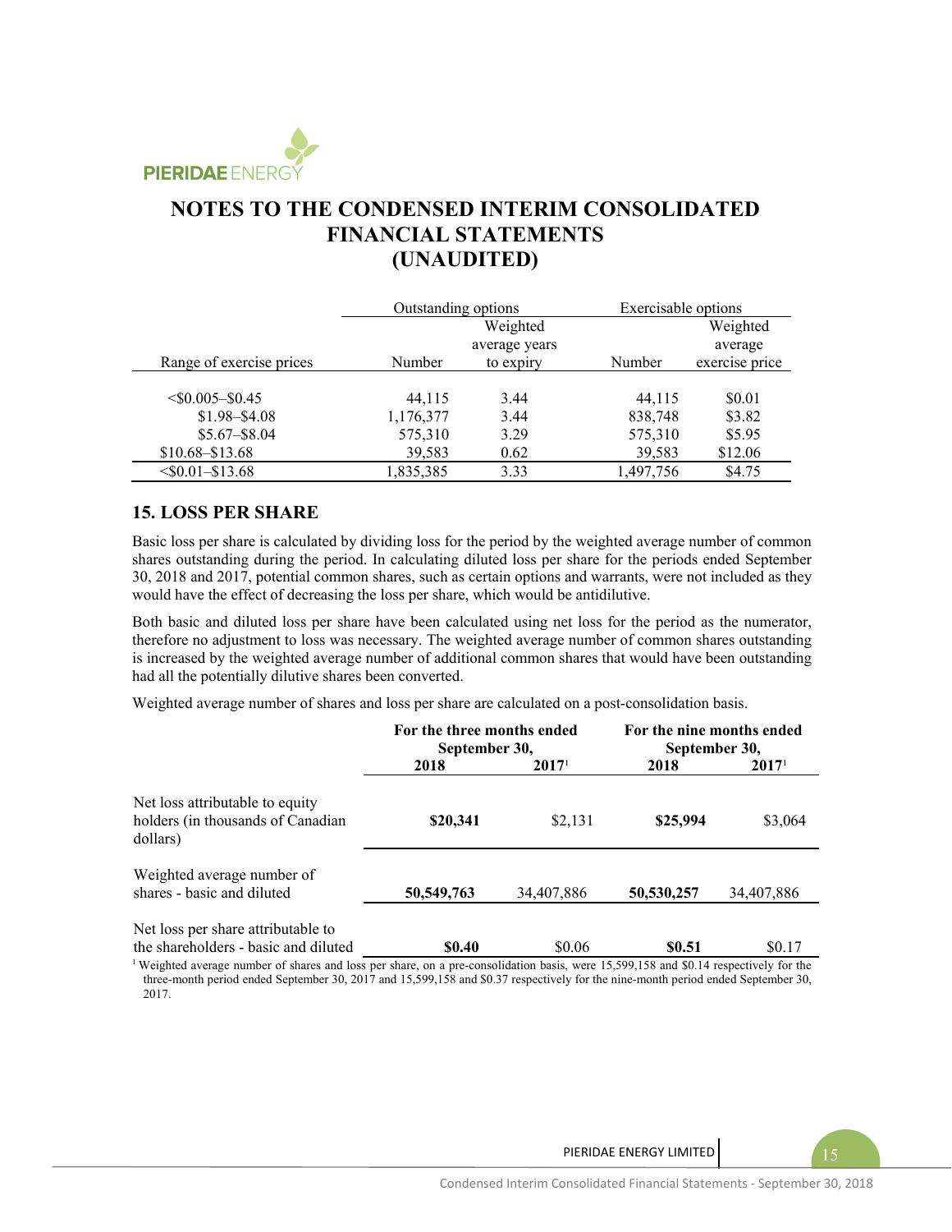# NOTES TO THE CONDENSED INTERIM CONSOLIDATED FINANCIAL STATEMENTS (UNAUDITED)

| | Outstanding options | | Exercisable options | |
|---|---|---|---|---|
| Range of exercise prices | Number | Weighted average years to expiry | Number | Weighted average exercise price |
| <$0.005–$0.45 | 44,115 | 3.44 | 44,115 | $0.01 |
| $1.98–$4.08 | 1,176,377 | 3.44 | 838,748 | $3.82 |
| $5.67–$8.04 | 575,310 | 3.29 | 575,310 | $5.95 |
| $10.68–$13.68 | 39,583 | 0.62 | 39,583 | $12.06 |
| <$0.01–$13.68 | 1,835,385 | 3.33 | 1,497,756 | $4.75 |

## 15. LOSS PER SHARE

Basic loss per share is calculated by dividing loss for the period by the weighted average number of common shares outstanding during the period. In calculating diluted loss per share for the periods ended September 30, 2018 and 2017, potential common shares, such as certain options and warrants, were not included as they would have the effect of decreasing the loss per share, which would be antidilutive.

Both basic and diluted loss per share have been calculated using net loss for the period as the numerator, therefore no adjustment to loss was necessary. The weighted average number of common shares outstanding is increased by the weighted average number of additional common shares that would have been outstanding had all the potentially dilutive shares been converted.

Weighted average number of shares and loss per share are calculated on a post-consolidation basis.

| | For the three months ended September 30, | | For the nine months ended September 30, | |
|---|---|---|---|---|
| | **2018** | **2017**[1] | **2018** | **2017**[1] |
| Net loss attributable to equity holders (in thousands of Canadian dollars) | **$20,341** | $2,131 | **$25,994** | $3,064 |
| Weighted average number of shares - basic and diluted | **50,549,763** | 34,407,886 | **50,530,257** | 34,407,886 |
| Net loss per share attributable to the shareholders - basic and diluted | **$0.40** | $0.06 | **$0.51** | $0.17 |

[1] Weighted average number of shares and loss per share, on a pre-consolidation basis, were 15,599,158 and $0.14 respectively for the three-month period ended September 30, 2017 and 15,599,158 and $0.37 respectively for the nine-month period ended September 30, 2017.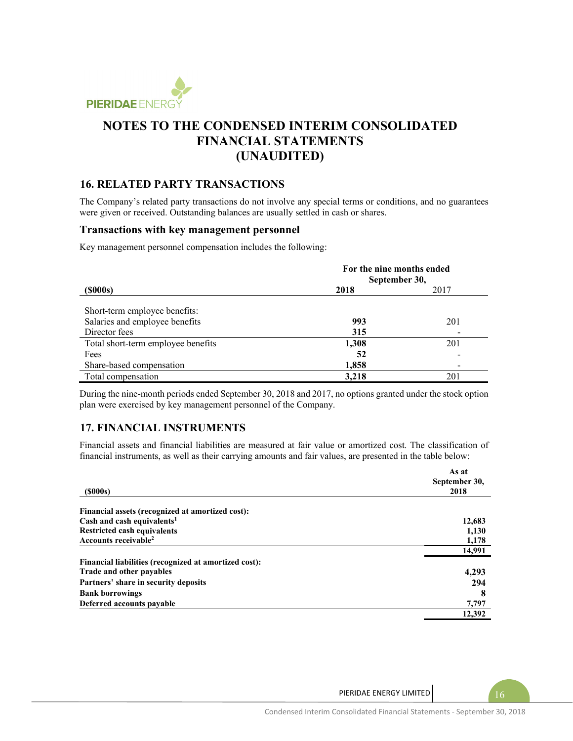# NOTES TO THE CONDENSED INTERIM CONSOLIDATED FINANCIAL STATEMENTS (UNAUDITED)

## 16. RELATED PARTY TRANSACTIONS

The Company's related party transactions do not involve any special terms or conditions, and no guarantees were given or received. Outstanding balances are usually settled in cash or shares.

### Transactions with key management personnel

Key management personnel compensation includes the following:

| | For the nine months ended September 30, | |
|---|---|---|
| **($000s)** | **2018** | 2017 |
| Short-term employee benefits: | | |
| Salaries and employee benefits | **993** | 201 |
| Director fees | **315** | - |
| Total short-term employee benefits | **1,308** | 201 |
| Fees | **52** | - |
| Share-based compensation | **1,858** | - |
| Total compensation | **3,218** | 201 |

During the nine-month periods ended September 30, 2018 and 2017, no options granted under the stock option plan were exercised by key management personnel of the Company.

## 17. FINANCIAL INSTRUMENTS

Financial assets and financial liabilities are measured at fair value or amortized cost. The classification of financial instruments, as well as their carrying amounts and fair values, are presented in the table below:

| **($000s)** | **As at September 30, 2018** |
|---|---|
| **Financial assets (recognized at amortized cost):** | |
| **Cash and cash equivalents[1]** | **12,683** |
| **Restricted cash equivalents** | **1,130** |
| **Accounts receivable[2]** | **1,178** |
| | **14,991** |
| **Financial liabilities (recognized at amortized cost):** | |
| **Trade and other payables** | **4,293** |
| **Partners' share in security deposits** | **294** |
| **Bank borrowings** | **8** |
| **Deferred accounts payable** | **7,797** |
| | **12,392** |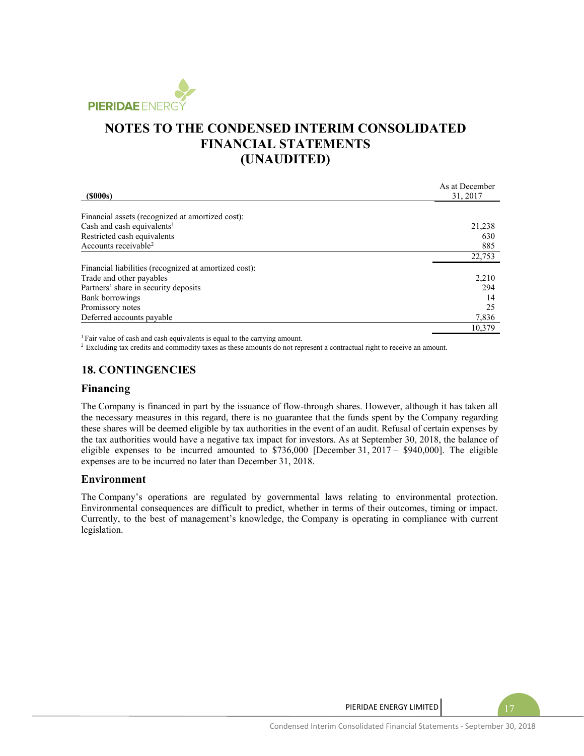# NOTES TO THE CONDENSED INTERIM CONSOLIDATED FINANCIAL STATEMENTS (UNAUDITED)

| (\$000s) | As at December 31, 2017 |
|---|---|
| Financial assets (recognized at amortized cost): | |
| Cash and cash equivalents[1] | 21,238 |
| Restricted cash equivalents | 630 |
| Accounts receivable[2] | 885 |
| | 22,753 |
| Financial liabilities (recognized at amortized cost): | |
| Trade and other payables | 2,210 |
| Partners' share in security deposits | 294 |
| Bank borrowings | 14 |
| Promissory notes | 25 |
| Deferred accounts payable | 7,836 |
| | 10,379 |

[1] Fair value of cash and cash equivalents is equal to the carrying amount.

[2] Excluding tax credits and commodity taxes as these amounts do not represent a contractual right to receive an amount.

## 18. CONTINGENCIES

### Financing

The Company is financed in part by the issuance of flow-through shares. However, although it has taken all the necessary measures in this regard, there is no guarantee that the funds spent by the Company regarding these shares will be deemed eligible by tax authorities in the event of an audit. Refusal of certain expenses by the tax authorities would have a negative tax impact for investors. As at September 30, 2018, the balance of eligible expenses to be incurred amounted to \$736,000 [December 31, 2017 – \$940,000]. The eligible expenses are to be incurred no later than December 31, 2018.

### Environment

The Company's operations are regulated by governmental laws relating to environmental protection. Environmental consequences are difficult to predict, whether in terms of their outcomes, timing or impact. Currently, to the best of management's knowledge, the Company is operating in compliance with current legislation.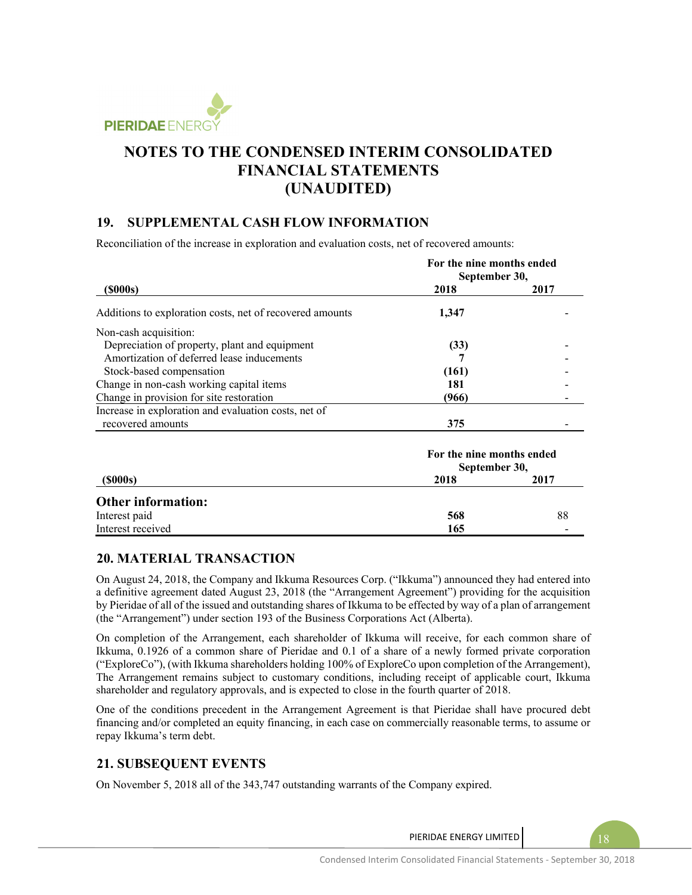# NOTES TO THE CONDENSED INTERIM CONSOLIDATED FINANCIAL STATEMENTS (UNAUDITED)

## 19. SUPPLEMENTAL CASH FLOW INFORMATION

Reconciliation of the increase in exploration and evaluation costs, net of recovered amounts:

| | For the nine months ended September 30, | |
|---|---|---|
| **($000s)** | **2018** | **2017** |
| Additions to exploration costs, net of recovered amounts | **1,347** | - |
| Non-cash acquisition: | | |
| Depreciation of property, plant and equipment | **(33)** | - |
| Amortization of deferred lease inducements | **7** | - |
| Stock-based compensation | **(161)** | - |
| Change in non-cash working capital items | **181** | - |
| Change in provision for site restoration | **(966)** | - |
| Increase in exploration and evaluation costs, net of recovered amounts | **375** | - |

| | For the nine months ended September 30, | |
|---|---|---|
| **($000s)** | **2018** | **2017** |
| **Other information:** | | |
| Interest paid | **568** | 88 |
| Interest received | **165** | - |

## 20. MATERIAL TRANSACTION

On August 24, 2018, the Company and Ikkuma Resources Corp. ("Ikkuma") announced they had entered into a definitive agreement dated August 23, 2018 (the "Arrangement Agreement") providing for the acquisition by Pieridae of all of the issued and outstanding shares of Ikkuma to be effected by way of a plan of arrangement (the "Arrangement") under section 193 of the Business Corporations Act (Alberta).

On completion of the Arrangement, each shareholder of Ikkuma will receive, for each common share of Ikkuma, 0.1926 of a common share of Pieridae and 0.1 of a share of a newly formed private corporation ("ExploreCo"), (with Ikkuma shareholders holding 100% of ExploreCo upon completion of the Arrangement), The Arrangement remains subject to customary conditions, including receipt of applicable court, Ikkuma shareholder and regulatory approvals, and is expected to close in the fourth quarter of 2018.

One of the conditions precedent in the Arrangement Agreement is that Pieridae shall have procured debt financing and/or completed an equity financing, in each case on commercially reasonable terms, to assume or repay Ikkuma's term debt.

## 21. SUBSEQUENT EVENTS

On November 5, 2018 all of the 343,747 outstanding warrants of the Company expired.